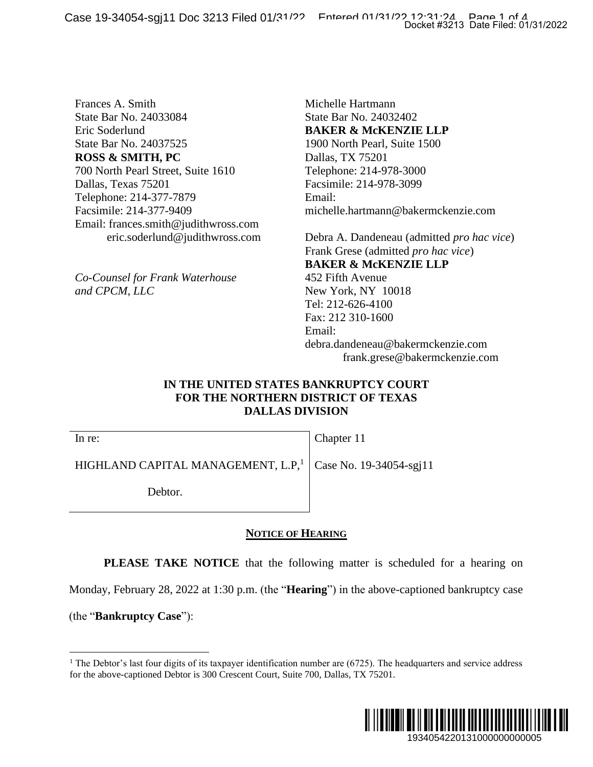Frances A. Smith
State Bar No. 24033084
Eric Soderlund
State Bar No. 24037525
**ROSS & SMITH, PC**
700 North Pearl Street, Suite 1610
Dallas, Texas 75201
Telephone: 214-377-7879
Facsimile: 214-377-9409
Email: frances.smith@judithwross.com
eric.soderlund@judithwross.com

*Co-Counsel for Frank Waterhouse and CPCM, LLC*

Michelle Hartmann
State Bar No. 24032402
**BAKER & McKENZIE LLP**
1900 North Pearl, Suite 1500
Dallas, TX 75201
Telephone: 214-978-3000
Facsimile: 214-978-3099
Email:
michelle.hartmann@bakermckenzie.com

Debra A. Dandeneau (admitted *pro hac vice*)
Frank Grese (admitted *pro hac vice*)
**BAKER & McKENZIE LLP**
452 Fifth Avenue
New York, NY 10018
Tel: 212-626-4100
Fax: 212 310-1600
Email:
debra.dandeneau@bakermckenzie.com
frank.grese@bakermckenzie.com

**IN THE UNITED STATES BANKRUPTCY COURT**
**FOR THE NORTHERN DISTRICT OF TEXAS**
**DALLAS DIVISION**

| In re: | Chapter 11 |
|---|---|
| HIGHLAND CAPITAL MANAGEMENT, L.P,[1] | Case No. 19-34054-sgj11 |
| Debtor. | |

**NOTICE OF HEARING**

**PLEASE TAKE NOTICE** that the following matter is scheduled for a hearing on Monday, February 28, 2022 at 1:30 p.m. (the "**Hearing**") in the above-captioned bankruptcy case (the "**Bankruptcy Case**"):

[1] The Debtor's last four digits of its taxpayer identification number are (6725). The headquarters and service address for the above-captioned Debtor is 300 Crescent Court, Suite 700, Dallas, TX 75201.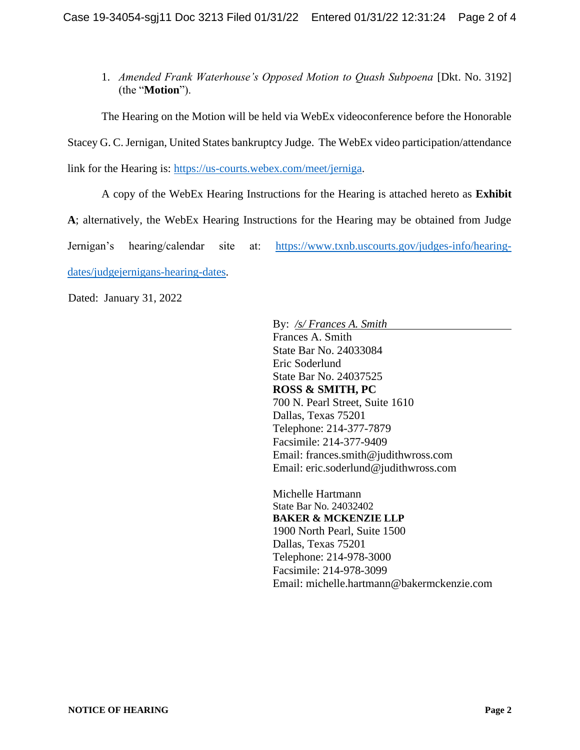1. *Amended Frank Waterhouse's Opposed Motion to Quash Subpoena* [Dkt. No. 3192] (the "**Motion**").

The Hearing on the Motion will be held via WebEx videoconference before the Honorable Stacey G. C. Jernigan, United States bankruptcy Judge. The WebEx video participation/attendance link for the Hearing is: https://us-courts.webex.com/meet/jerniga.

A copy of the WebEx Hearing Instructions for the Hearing is attached hereto as **Exhibit A**; alternatively, the WebEx Hearing Instructions for the Hearing may be obtained from Judge Jernigan's hearing/calendar site at: https://www.txnb.uscourts.gov/judges-info/hearing-dates/judgejernigans-hearing-dates.

Dated: January 31, 2022

By: */s/ Frances A. Smith*
Frances A. Smith
State Bar No. 24033084
Eric Soderlund
State Bar No. 24037525
**ROSS & SMITH, PC**
700 N. Pearl Street, Suite 1610
Dallas, Texas 75201
Telephone: 214-377-7879
Facsimile: 214-377-9409
Email: frances.smith@judithwross.com
Email: eric.soderlund@judithwross.com

Michelle Hartmann
State Bar No. 24032402
**BAKER & MCKENZIE LLP**
1900 North Pearl, Suite 1500
Dallas, Texas 75201
Telephone: 214-978-3000
Facsimile: 214-978-3099
Email: michelle.hartmann@bakermckenzie.com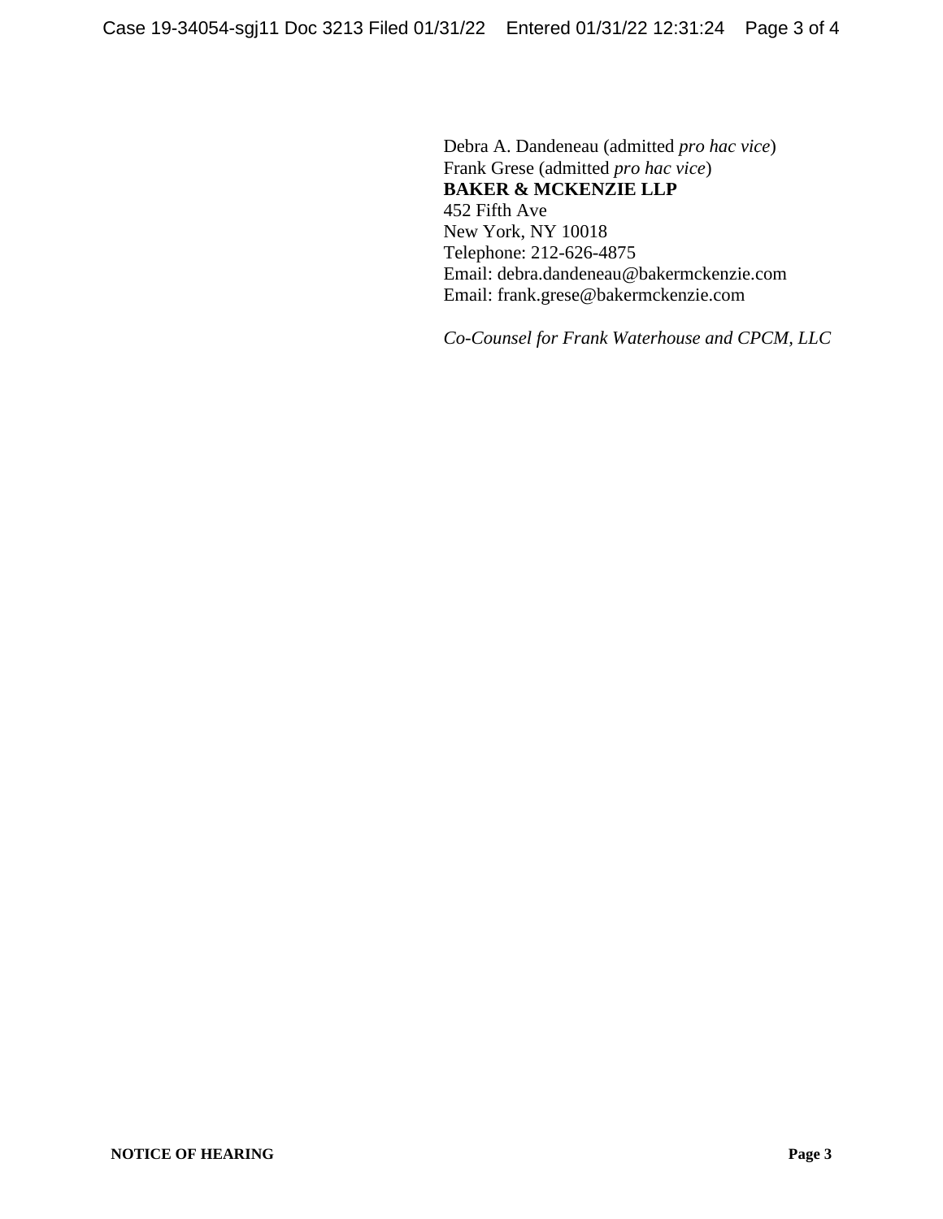Debra A. Dandeneau (admitted *pro hac vice*)
Frank Grese (admitted *pro hac vice*)
**BAKER & MCKENZIE LLP**
452 Fifth Ave
New York, NY 10018
Telephone: 212-626-4875
Email: debra.dandeneau@bakermckenzie.com
Email: frank.grese@bakermckenzie.com

*Co-Counsel for Frank Waterhouse and CPCM, LLC*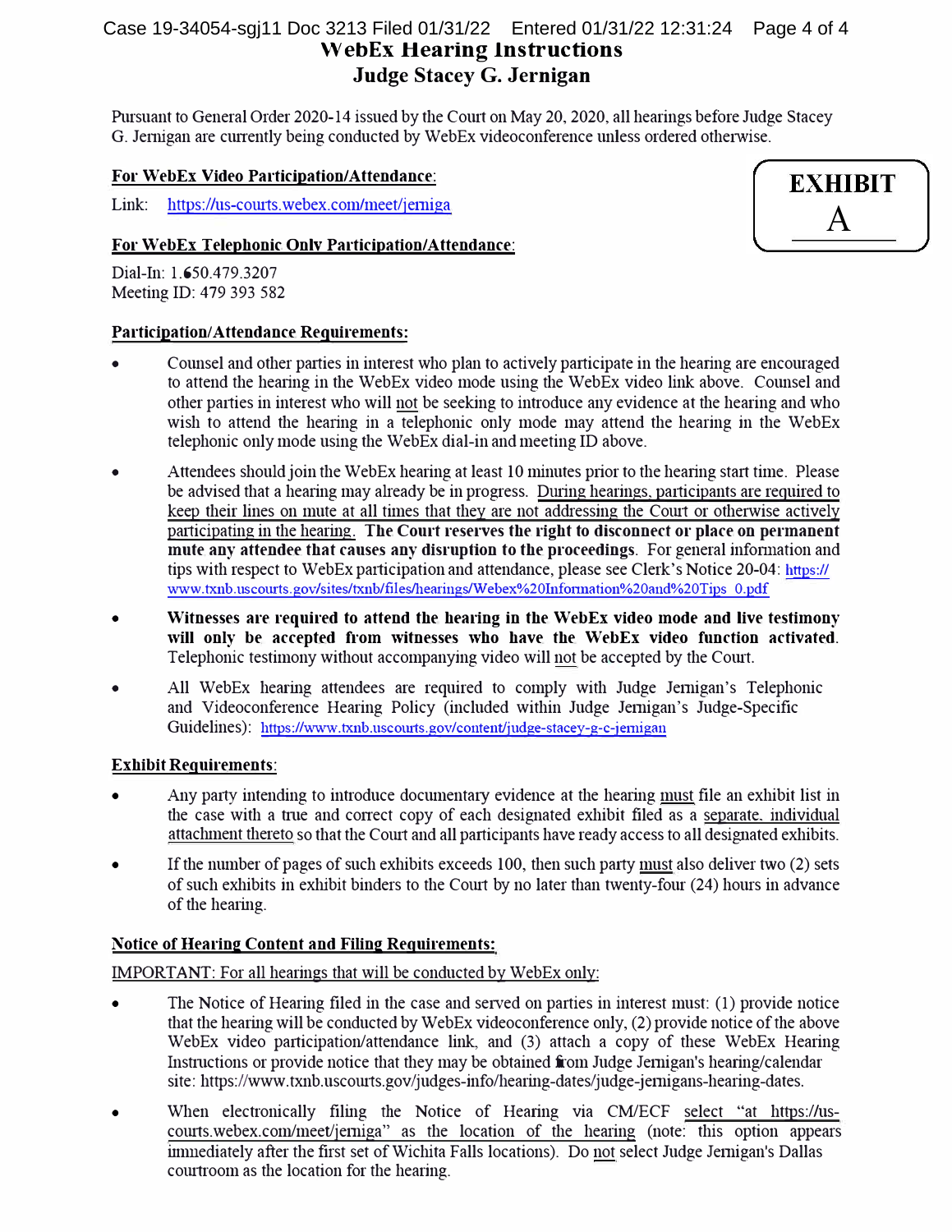# WebEx Hearing Instructions
## Judge Stacey G. Jernigan

Pursuant to General Order 2020-14 issued by the Court on May 20, 2020, all hearings before Judge Stacey G. Jernigan are currently being conducted by WebEx videoconference unless ordered otherwise.

**EXHIBIT A**

**For WebEx Video Participation/Attendance:**

Link: https://us-courts.webex.com/meet/jerniga

**For WebEx Telephonic Only Participation/Attendance:**

Dial-In: 1.650.479.3207
Meeting ID: 479 393 582

**Participation/Attendance Requirements:**

- Counsel and other parties in interest who plan to actively participate in the hearing are encouraged to attend the hearing in the WebEx video mode using the WebEx video link above. Counsel and other parties in interest who will not be seeking to introduce any evidence at the hearing and who wish to attend the hearing in a telephonic only mode may attend the hearing in the WebEx telephonic only mode using the WebEx dial-in and meeting ID above.
- Attendees should join the WebEx hearing at least 10 minutes prior to the hearing start time. Please be advised that a hearing may already be in progress. During hearings, participants are required to keep their lines on mute at all times that they are not addressing the Court or otherwise actively participating in the hearing. **The Court reserves the right to disconnect or place on permanent mute any attendee that causes any disruption to the proceedings**. For general information and tips with respect to WebEx participation and attendance, please see Clerk's Notice 20-04: https://www.txnb.uscourts.gov/sites/txnb/files/hearings/Webex%20Information%20and%20Tips_0.pdf
- **Witnesses are required to attend the hearing in the WebEx video mode and live testimony will only be accepted from witnesses who have the WebEx video function activated.** Telephonic testimony without accompanying video will not be accepted by the Court.
- All WebEx hearing attendees are required to comply with Judge Jernigan's Telephonic and Videoconference Hearing Policy (included within Judge Jernigan's Judge-Specific Guidelines): https://www.txnb.uscourts.gov/content/judge-stacey-g-c-jernigan

**Exhibit Requirements:**

- Any party intending to introduce documentary evidence at the hearing must file an exhibit list in the case with a true and correct copy of each designated exhibit filed as a separate, individual attachment thereto so that the Court and all participants have ready access to all designated exhibits.
- If the number of pages of such exhibits exceeds 100, then such party must also deliver two (2) sets of such exhibits in exhibit binders to the Court by no later than twenty-four (24) hours in advance of the hearing.

**Notice of Hearing Content and Filing Requirements:**

IMPORTANT: For all hearings that will be conducted by WebEx only:

- The Notice of Hearing filed in the case and served on parties in interest must: (1) provide notice that the hearing will be conducted by WebEx videoconference only, (2) provide notice of the above WebEx video participation/attendance link, and (3) attach a copy of these WebEx Hearing Instructions or provide notice that they may be obtained from Judge Jernigan's hearing/calendar site: https://www.txnb.uscourts.gov/judges-info/hearing-dates/judge-jernigans-hearing-dates.
- When electronically filing the Notice of Hearing via CM/ECF select "at https://us-courts.webex.com/meet/jerniga" as the location of the hearing (note: this option appears immediately after the first set of Wichita Falls locations). Do not select Judge Jernigan's Dallas courtroom as the location for the hearing.